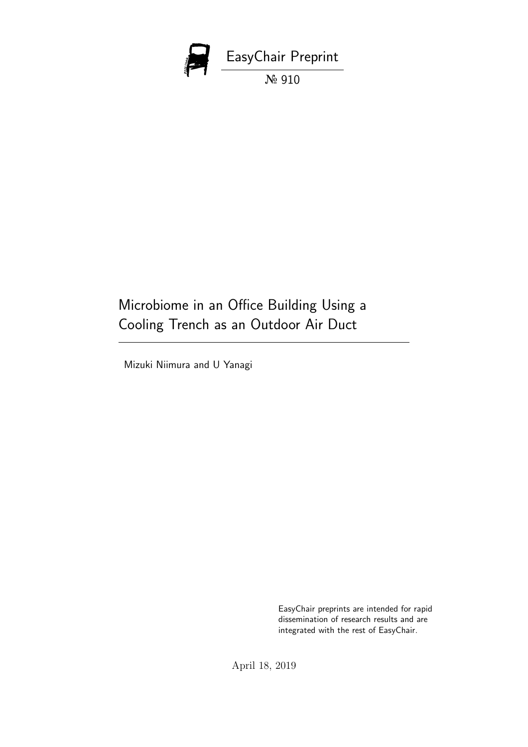EasyChair Preprint

№ 910

# Microbiome in an Office Building Using a Cooling Trench as an Outdoor Air Duct

Mizuki Niimura and U Yanagi

EasyChair preprints are intended for rapid dissemination of research results and are integrated with the rest of EasyChair.

April 18, 2019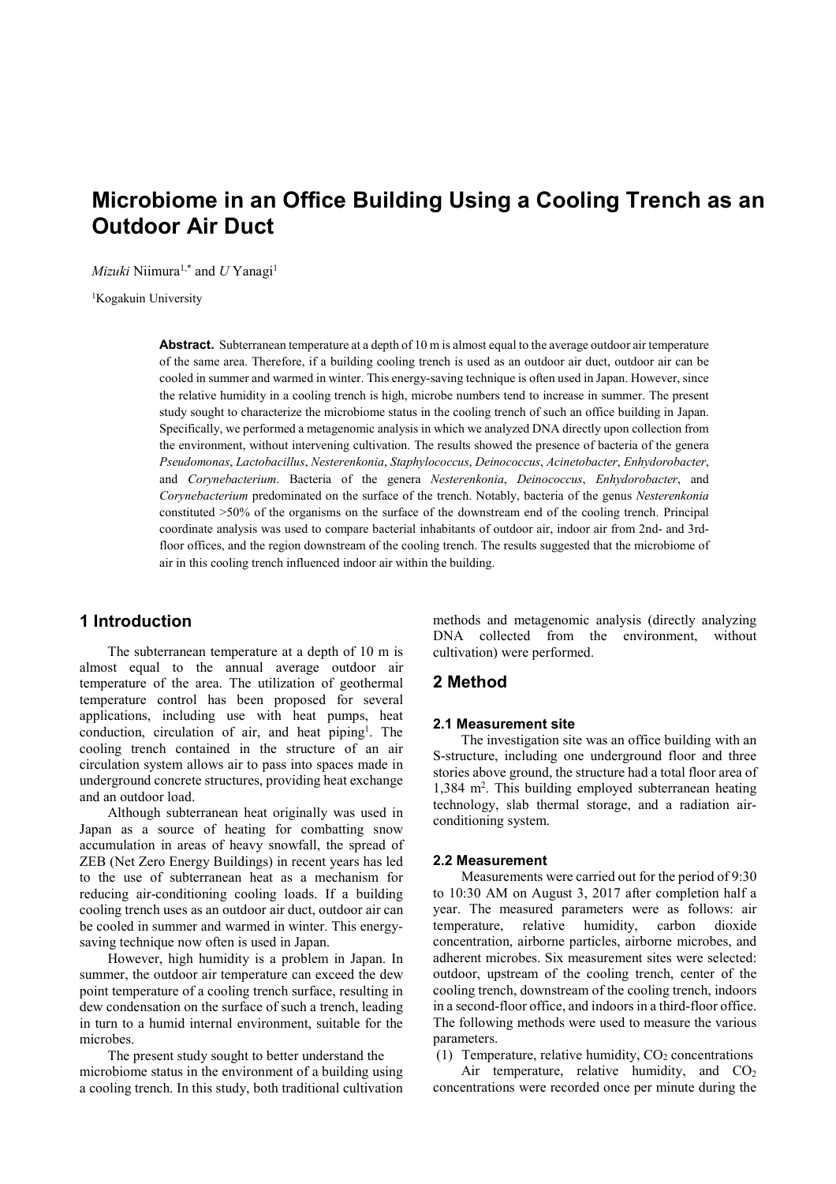# Microbiome in an Office Building Using a Cooling Trench as an Outdoor Air Duct

*Mizuki* Niimura[1,*] and *U* Yanagi[1]

[1]Kogakuin University

**Abstract.** Subterranean temperature at a depth of 10 m is almost equal to the average outdoor air temperature of the same area. Therefore, if a building cooling trench is used as an outdoor air duct, outdoor air can be cooled in summer and warmed in winter. This energy-saving technique is often used in Japan. However, since the relative humidity in a cooling trench is high, microbe numbers tend to increase in summer. The present study sought to characterize the microbiome status in the cooling trench of such an office building in Japan. Specifically, we performed a metagenomic analysis in which we analyzed DNA directly upon collection from the environment, without intervening cultivation. The results showed the presence of bacteria of the genera *Pseudomonas*, *Lactobacillus*, *Nesterenkonia*, *Staphylococcus*, *Deinococcus*, *Acinetobacter*, *Enhydorobacter*, and *Corynebacterium*. Bacteria of the genera *Nesterenkonia*, *Deinococcus*, *Enhydorobacter*, and *Corynebacterium* predominated on the surface of the trench. Notably, bacteria of the genus *Nesterenkonia* constituted >50% of the organisms on the surface of the downstream end of the cooling trench. Principal coordinate analysis was used to compare bacterial inhabitants of outdoor air, indoor air from 2nd- and 3rd-floor offices, and the region downstream of the cooling trench. The results suggested that the microbiome of air in this cooling trench influenced indoor air within the building.

## 1 Introduction

The subterranean temperature at a depth of 10 m is almost equal to the annual average outdoor air temperature of the area. The utilization of geothermal temperature control has been proposed for several applications, including use with heat pumps, heat conduction, circulation of air, and heat piping[1]. The cooling trench contained in the structure of an air circulation system allows air to pass into spaces made in underground concrete structures, providing heat exchange and an outdoor load.

Although subterranean heat originally was used in Japan as a source of heating for combatting snow accumulation in areas of heavy snowfall, the spread of ZEB (Net Zero Energy Buildings) in recent years has led to the use of subterranean heat as a mechanism for reducing air-conditioning cooling loads. If a building cooling trench uses as an outdoor air duct, outdoor air can be cooled in summer and warmed in winter. This energy-saving technique now often is used in Japan.

However, high humidity is a problem in Japan. In summer, the outdoor air temperature can exceed the dew point temperature of a cooling trench surface, resulting in dew condensation on the surface of such a trench, leading in turn to a humid internal environment, suitable for the microbes.

The present study sought to better understand the microbiome status in the environment of a building using a cooling trench. In this study, both traditional cultivation methods and metagenomic analysis (directly analyzing DNA collected from the environment, without cultivation) were performed.

## 2 Method

### 2.1 Measurement site

The investigation site was an office building with an S-structure, including one underground floor and three stories above ground, the structure had a total floor area of 1,384 m$^2$. This building employed subterranean heating technology, slab thermal storage, and a radiation air-conditioning system.

### 2.2 Measurement

Measurements were carried out for the period of 9:30 to 10:30 AM on August 3, 2017 after completion half a year. The measured parameters were as follows: air temperature, relative humidity, carbon dioxide concentration, airborne particles, airborne microbes, and adherent microbes. Six measurement sites were selected: outdoor, upstream of the cooling trench, center of the cooling trench, downstream of the cooling trench, indoors in a second-floor office, and indoors in a third-floor office. The following methods were used to measure the various parameters.

(1) Temperature, relative humidity, $CO_2$ concentrations

Air temperature, relative humidity, and $CO_2$ concentrations were recorded once per minute during the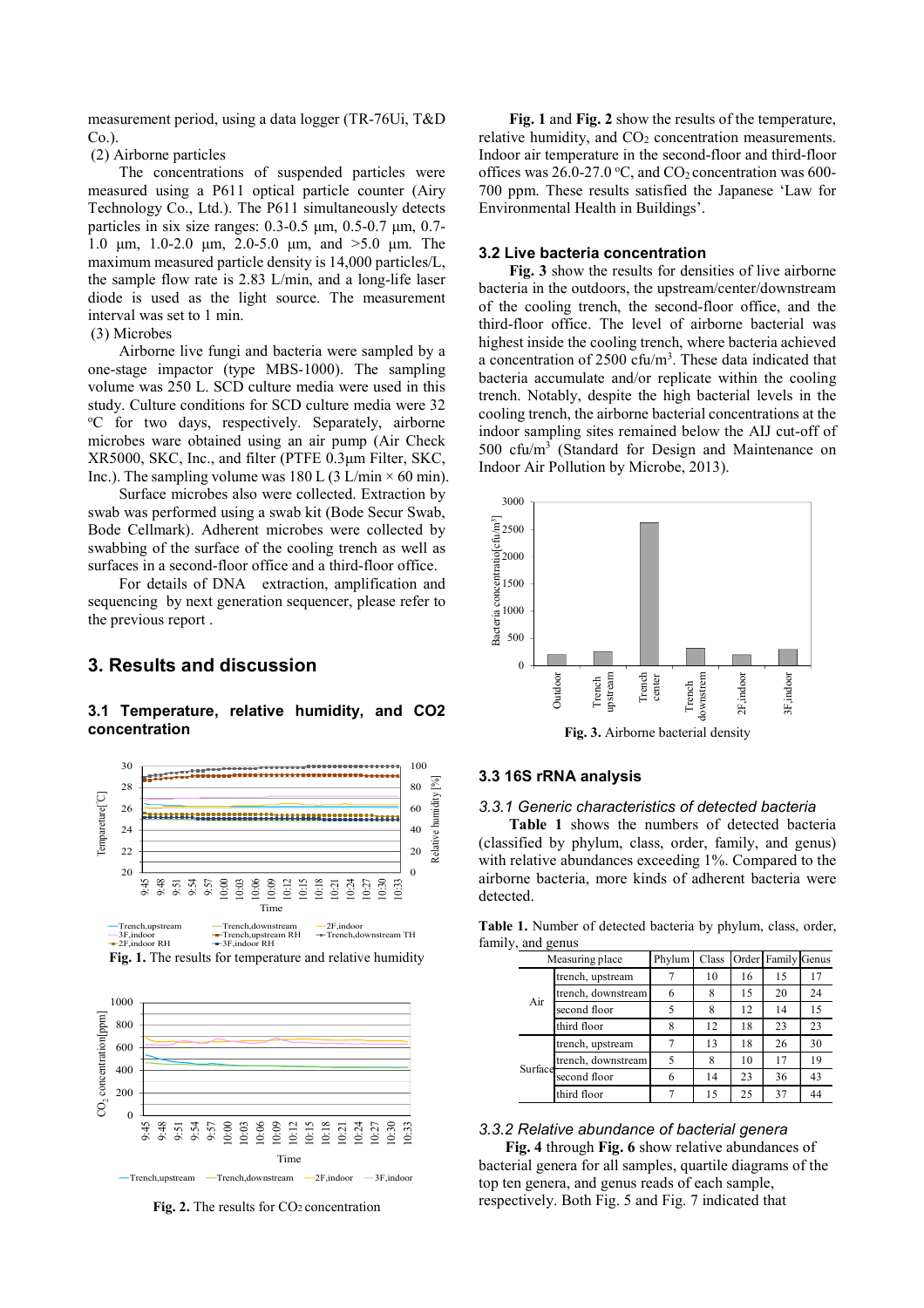measurement period, using a data logger (TR-76Ui, T&D Co.).

(2) Airborne particles

The concentrations of suspended particles were measured using a P611 optical particle counter (Airy Technology Co., Ltd.). The P611 simultaneously detects particles in six size ranges: 0.3-0.5 µm, 0.5-0.7 µm, 0.7-1.0 µm, 1.0-2.0 µm, 2.0-5.0 µm, and >5.0 µm. The maximum measured particle density is 14,000 particles/L, the sample flow rate is 2.83 L/min, and a long-life laser diode is used as the light source. The measurement interval was set to 1 min.

(3) Microbes

Airborne live fungi and bacteria were sampled by a one-stage impactor (type MBS-1000). The sampling volume was 250 L. SCD culture media were used in this study. Culture conditions for SCD culture media were 32 °C for two days, respectively. Separately, airborne microbes ware obtained using an air pump (Air Check XR5000, SKC, Inc., and filter (PTFE 0.3µm Filter, SKC, Inc.). The sampling volume was 180 L (3 L/min × 60 min).

Surface microbes also were collected. Extraction by swab was performed using a swab kit (Bode Secur Swab, Bode Cellmark). Adherent microbes were collected by swabbing of the surface of the cooling trench as well as surfaces in a second-floor office and a third-floor office.

For details of DNA extraction, amplification and sequencing by next generation sequencer, please refer to the previous report .

## 3. Results and discussion

### 3.1 Temperature, relative humidity, and CO2 concentration

**Fig. 1.** The results for temperature and relative humidity

**Fig. 2.** The results for $CO_2$ concentration

**Fig. 1** and **Fig. 2** show the results of the temperature, relative humidity, and $CO_2$ concentration measurements. Indoor air temperature in the second-floor and third-floor offices was 26.0-27.0 °C, and $CO_2$ concentration was 600-700 ppm. These results satisfied the Japanese 'Law for Environmental Health in Buildings'.

### 3.2 Live bacteria concentration

**Fig. 3** show the results for densities of live airborne bacteria in the outdoors, the upstream/center/downstream of the cooling trench, the second-floor office, and the third-floor office. The level of airborne bacterial was highest inside the cooling trench, where bacteria achieved a concentration of 2500 cfu/m$^3$. These data indicated that bacteria accumulate and/or replicate within the cooling trench. Notably, despite the high bacterial levels in the cooling trench, the airborne bacterial concentrations at the indoor sampling sites remained below the AIJ cut-off of 500 cfu/m$^3$ (Standard for Design and Maintenance on Indoor Air Pollution by Microbe, 2013).

**Fig. 3.** Airborne bacterial density

### 3.3 16S rRNA analysis

#### 3.3.1 Generic characteristics of detected bacteria

**Table 1** shows the numbers of detected bacteria (classified by phylum, class, order, family, and genus) with relative abundances exceeding 1%. Compared to the airborne bacteria, more kinds of adherent bacteria were detected.

**Table 1.** Number of detected bacteria by phylum, class, order, family, and genus

| Measuring place | | Phylum | Class | Order | Family | Genus |
|---|---|---|---|---|---|---|
| Air | trench, upstream | 7 | 10 | 16 | 15 | 17 |
| | trench, downstream | 6 | 8 | 15 | 20 | 24 |
| | second floor | 5 | 8 | 12 | 14 | 15 |
| | third floor | 8 | 12 | 18 | 23 | 23 |
| Surface | trench, upstream | 7 | 13 | 18 | 26 | 30 |
| | trench, downstream | 5 | 8 | 10 | 17 | 19 |
| | second floor | 6 | 14 | 23 | 36 | 43 |
| | third floor | 7 | 15 | 25 | 37 | 44 |

#### 3.3.2 Relative abundance of bacterial genera

**Fig. 4** through **Fig. 6** show relative abundances of bacterial genera for all samples, quartile diagrams of the top ten genera, and genus reads of each sample, respectively. Both Fig. 5 and Fig. 7 indicated that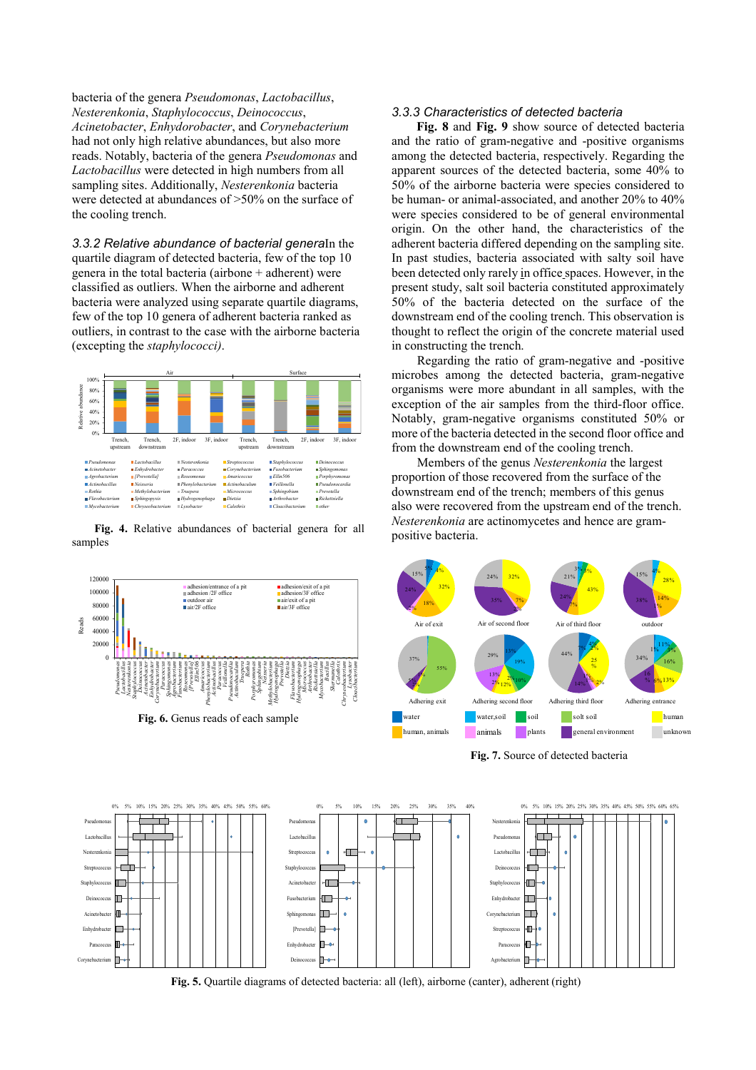bacteria of the genera *Pseudomonas*, *Lactobacillus*, *Nesterenkonia*, *Staphylococcus*, *Deinococcus*, *Acinetobacter*, *Enhydorobacter*, and *Corynebacterium* had not only high relative abundances, but also more reads. Notably, bacteria of the genera *Pseudomonas* and *Lactobacillus* were detected in high numbers from all sampling sites. Additionally, *Nesterenkonia* bacteria were detected at abundances of >50% on the surface of the cooling trench.

### 3.3.2 Relative abundance of bacterial genera

In the quartile diagram of detected bacteria, few of the top 10 genera in the total bacteria (airbone + adherent) were classified as outliers. When the airborne and adherent bacteria were analyzed using separate quartile diagrams, few of the top 10 genera of adherent bacteria ranked as outliers, in contrast to the case with the airborne bacteria (excepting the *staphylococci)*.

**Fig. 4.** Relative abundances of bacterial genera for all samples

**Fig. 6.** Genus reads of each sample

### 3.3.3 Characteristics of detected bacteria

**Fig. 8** and **Fig. 9** show source of detected bacteria and the ratio of gram-negative and -positive organisms among the detected bacteria, respectively. Regarding the apparent sources of the detected bacteria, some 40% to 50% of the airborne bacteria were species considered to be human- or animal-associated, and another 20% to 40% were species considered to be of general environmental origin. On the other hand, the characteristics of the adherent bacteria differed depending on the sampling site. In past studies, bacteria associated with salty soil have been detected only rarely in office spaces. However, in the present study, salt soil bacteria constituted approximately 50% of the bacteria detected on the surface of the downstream end of the cooling trench. This observation is thought to reflect the origin of the concrete material used in constructing the trench.

Regarding the ratio of gram-negative and -positive microbes among the detected bacteria, gram-negative organisms were more abundant in all samples, with the exception of the air samples from the third-floor office. Notably, gram-negative organisms constituted 50% or more of the bacteria detected in the second floor office and from the downstream end of the cooling trench.

Members of the genus *Nesterenkonia* the largest proportion of those recovered from the surface of the downstream end of the trench; members of this genus also were recovered from the upstream end of the trench. *Nesterenkonia* are actinomycetes and hence are gram-positive bacteria.

**Fig. 7.** Source of detected bacteria

**Fig. 5.** Quartile diagrams of detected bacteria: all (left), airborne (canter), adherent (right)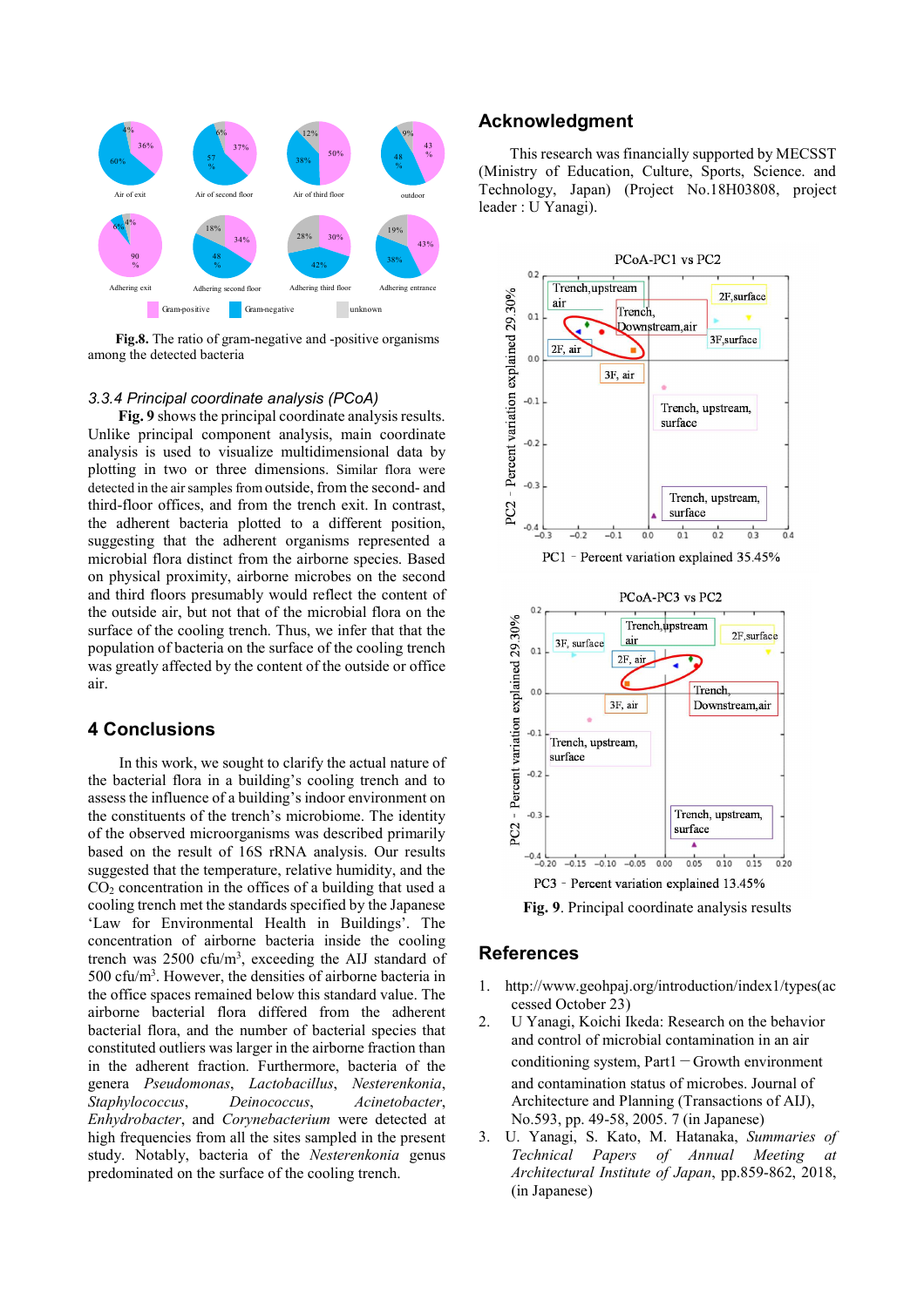Air of exit
4%
36%
60%

Air of second floor
6%
37%
57%

Air of third floor
12%
50%
38%

outdoor
9%
43%
48%

Adhering exit
4%
6%
90%

Adhering second floor
18%
34%
48%

Adhering third floor
28%
30%
42%

Adhering entrance
19%
43%
38%

Gram-positive
Gram-negative
unknown

**Fig.8.** The ratio of gram-negative and -positive organisms among the detected bacteria

### *3.3.4 Principal coordinate analysis (PCoA)*

**Fig. 9** shows the principal coordinate analysis results. Unlike principal component analysis, main coordinate analysis is used to visualize multidimensional data by plotting in two or three dimensions. Similar flora were detected in the air samples from outside, from the second- and third-floor offices, and from the trench exit. In contrast, the adherent bacteria plotted to a different position, suggesting that the adherent organisms represented a microbial flora distinct from the airborne species. Based on physical proximity, airborne microbes on the second and third floors presumably would reflect the content of the outside air, but not that of the microbial flora on the surface of the cooling trench. Thus, we infer that that the population of bacteria on the surface of the cooling trench was greatly affected by the content of the outside or office air.

## 4 Conclusions

In this work, we sought to clarify the actual nature of the bacterial flora in a building's cooling trench and to assess the influence of a building's indoor environment on the constituents of the trench's microbiome. The identity of the observed microorganisms was described primarily based on the result of 16S rRNA analysis. Our results suggested that the temperature, relative humidity, and the $CO_2$ concentration in the offices of a building that used a cooling trench met the standards specified by the Japanese 'Law for Environmental Health in Buildings'. The concentration of airborne bacteria inside the cooling trench was 2500 cfu/m$^3$, exceeding the AIJ standard of 500 cfu/m$^3$. However, the densities of airborne bacteria in the office spaces remained below this standard value. The airborne bacterial flora differed from the adherent bacterial flora, and the number of bacterial species that constituted outliers was larger in the airborne fraction than in the adherent fraction. Furthermore, bacteria of the genera *Pseudomonas*, *Lactobacillus*, *Nesterenkonia*, *Staphylococcus*, *Deinococcus*, *Acinetobacter*, *Enhydrobacter*, and *Corynebacterium* were detected at high frequencies from all the sites sampled in the present study. Notably, bacteria of the *Nesterenkonia* genus predominated on the surface of the cooling trench.

## Acknowledgment

This research was financially supported by MECSST (Ministry of Education, Culture, Sports, Science. and Technology, Japan) (Project No.18H03808, project leader : U Yanagi).

PCoA-PC1 vs PC2

PC2 - Percent variation explained 29.30%

PC1 - Percent variation explained 35.45%

0.2
0.1
0.0
-0.1
-0.2
-0.3
-0.4

-0.3
-0.2
-0.1
0.0
0.1
0.2
0.3
0.4

Trench, upstream air
Trench, Downstream, air
2F, surface
3F, surface
2F, air
3F, air
Trench, upstream, surface
Trench, upstream, surface

PCoA-PC3 vs PC2

PC2 - Percent variation explained 29.30%

PC3 - Percent variation explained 13.45%

0.2
0.1
0.0
-0.1
-0.2
-0.3
-0.4

-0.20
-0.15
-0.10
-0.05
0.00
0.05
0.10
0.15
0.20

3F, surface
Trench, upstream air
2F, surface
2F, air
3F, air
Trench, Downstream, air
Trench, upstream, surface
Trench, upstream, surface

**Fig. 9**. Principal coordinate analysis results

## References

1. http://www.geohpaj.org/introduction/index1/types(accessed October 23)
2. U Yanagi, Koichi Ikeda: Research on the behavior and control of microbial contamination in an air conditioning system, Part1 – Growth environment and contamination status of microbes. Journal of Architecture and Planning (Transactions of AIJ), No.593, pp. 49-58, 2005. 7 (in Japanese)
3. U. Yanagi, S. Kato, M. Hatanaka, *Summaries of Technical Papers of Annual Meeting at Architectural Institute of Japan*, pp.859-862, 2018, (in Japanese)